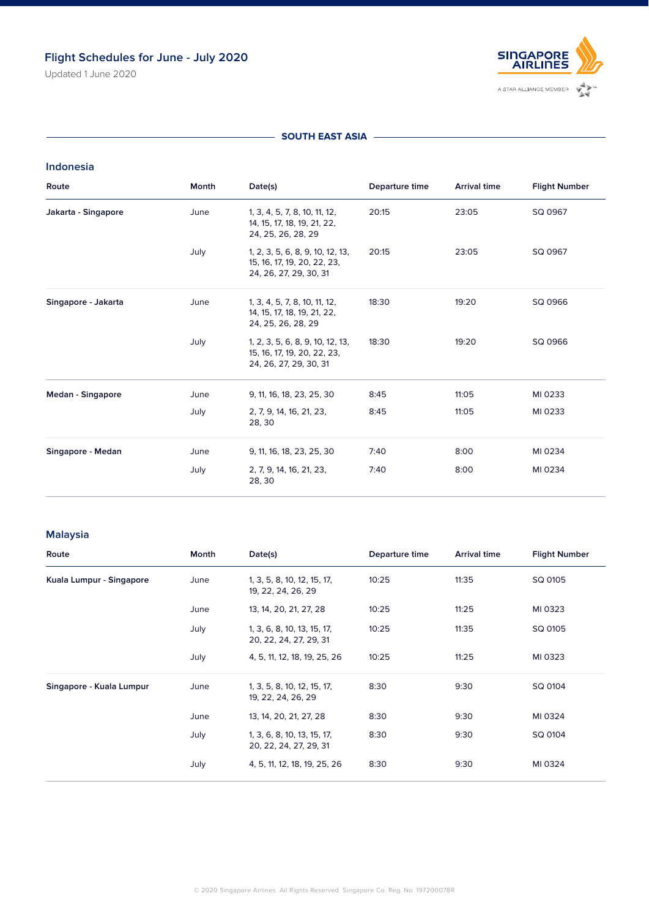# Flight Schedules for June - July 2020

Updated 1 June 2020

SINGAPORE AIRLINES
A STAR ALLIANCE MEMBER

## SOUTH EAST ASIA

### Indonesia

| Route | Month | Date(s) | Departure time | Arrival time | Flight Number |
|---|---|---|---|---|---|
| **Jakarta - Singapore** | June | 1, 3, 4, 5, 7, 8, 10, 11, 12, 14, 15, 17, 18, 19, 21, 22, 24, 25, 26, 28, 29 | 20:15 | 23:05 | SQ 0967 |
| | July | 1, 2, 3, 5, 6, 8, 9, 10, 12, 13, 15, 16, 17, 19, 20, 22, 23, 24, 26, 27, 29, 30, 31 | 20:15 | 23:05 | SQ 0967 |
| **Singapore - Jakarta** | June | 1, 3, 4, 5, 7, 8, 10, 11, 12, 14, 15, 17, 18, 19, 21, 22, 24, 25, 26, 28, 29 | 18:30 | 19:20 | SQ 0966 |
| | July | 1, 2, 3, 5, 6, 8, 9, 10, 12, 13, 15, 16, 17, 19, 20, 22, 23, 24, 26, 27, 29, 30, 31 | 18:30 | 19:20 | SQ 0966 |
| **Medan - Singapore** | June | 9, 11, 16, 18, 23, 25, 30 | 8:45 | 11:05 | MI 0233 |
| | July | 2, 7, 9, 14, 16, 21, 23, 28, 30 | 8:45 | 11:05 | MI 0233 |
| **Singapore - Medan** | June | 9, 11, 16, 18, 23, 25, 30 | 7:40 | 8:00 | MI 0234 |
| | July | 2, 7, 9, 14, 16, 21, 23, 28, 30 | 7:40 | 8:00 | MI 0234 |

### Malaysia

| Route | Month | Date(s) | Departure time | Arrival time | Flight Number |
|---|---|---|---|---|---|
| **Kuala Lumpur - Singapore** | June | 1, 3, 5, 8, 10, 12, 15, 17, 19, 22, 24, 26, 29 | 10:25 | 11:35 | SQ 0105 |
| | June | 13, 14, 20, 21, 27, 28 | 10:25 | 11:25 | MI 0323 |
| | July | 1, 3, 6, 8, 10, 13, 15, 17, 20, 22, 24, 27, 29, 31 | 10:25 | 11:35 | SQ 0105 |
| | July | 4, 5, 11, 12, 18, 19, 25, 26 | 10:25 | 11:25 | MI 0323 |
| **Singapore - Kuala Lumpur** | June | 1, 3, 5, 8, 10, 12, 15, 17, 19, 22, 24, 26, 29 | 8:30 | 9:30 | SQ 0104 |
| | June | 13, 14, 20, 21, 27, 28 | 8:30 | 9:30 | MI 0324 |
| | July | 1, 3, 6, 8, 10, 13, 15, 17, 20, 22, 24, 27, 29, 31 | 8:30 | 9:30 | SQ 0104 |
| | July | 4, 5, 11, 12, 18, 19, 25, 26 | 8:30 | 9:30 | MI 0324 |

© 2020 Singapore Airlines. All Rights Reserved. Singapore Co. Reg. No. 197200078R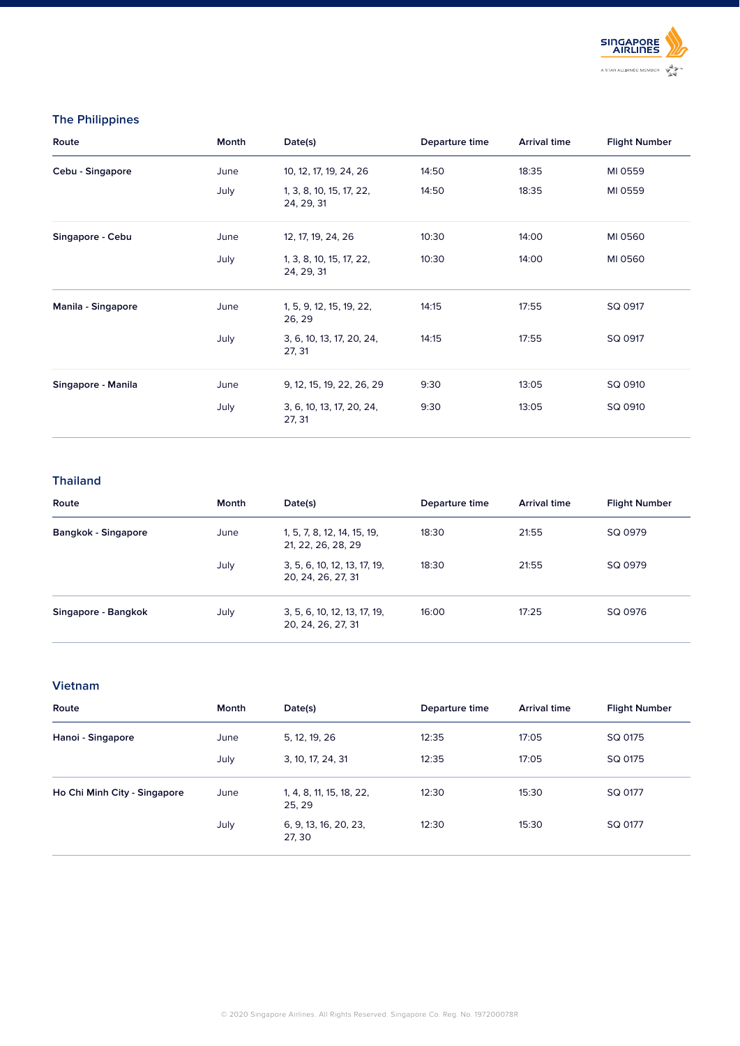## The Philippines

| Route | Month | Date(s) | Departure time | Arrival time | Flight Number |
|---|---|---|---|---|---|
| **Cebu - Singapore** | June | 10, 12, 17, 19, 24, 26 | 14:50 | 18:35 | MI 0559 |
| | July | 1, 3, 8, 10, 15, 17, 22, 24, 29, 31 | 14:50 | 18:35 | MI 0559 |
| **Singapore - Cebu** | June | 12, 17, 19, 24, 26 | 10:30 | 14:00 | MI 0560 |
| | July | 1, 3, 8, 10, 15, 17, 22, 24, 29, 31 | 10:30 | 14:00 | MI 0560 |
| **Manila - Singapore** | June | 1, 5, 9, 12, 15, 19, 22, 26, 29 | 14:15 | 17:55 | SQ 0917 |
| | July | 3, 6, 10, 13, 17, 20, 24, 27, 31 | 14:15 | 17:55 | SQ 0917 |
| **Singapore - Manila** | June | 9, 12, 15, 19, 22, 26, 29 | 9:30 | 13:05 | SQ 0910 |
| | July | 3, 6, 10, 13, 17, 20, 24, 27, 31 | 9:30 | 13:05 | SQ 0910 |

## Thailand

| Route | Month | Date(s) | Departure time | Arrival time | Flight Number |
|---|---|---|---|---|---|
| **Bangkok - Singapore** | June | 1, 5, 7, 8, 12, 14, 15, 19, 21, 22, 26, 28, 29 | 18:30 | 21:55 | SQ 0979 |
| | July | 3, 5, 6, 10, 12, 13, 17, 19, 20, 24, 26, 27, 31 | 18:30 | 21:55 | SQ 0979 |
| **Singapore - Bangkok** | July | 3, 5, 6, 10, 12, 13, 17, 19, 20, 24, 26, 27, 31 | 16:00 | 17:25 | SQ 0976 |

## Vietnam

| Route | Month | Date(s) | Departure time | Arrival time | Flight Number |
|---|---|---|---|---|---|
| **Hanoi - Singapore** | June | 5, 12, 19, 26 | 12:35 | 17:05 | SQ 0175 |
| | July | 3, 10, 17, 24, 31 | 12:35 | 17:05 | SQ 0175 |
| **Ho Chi Minh City - Singapore** | June | 1, 4, 8, 11, 15, 18, 22, 25, 29 | 12:30 | 15:30 | SQ 0177 |
| | July | 6, 9, 13, 16, 20, 23, 27, 30 | 12:30 | 15:30 | SQ 0177 |